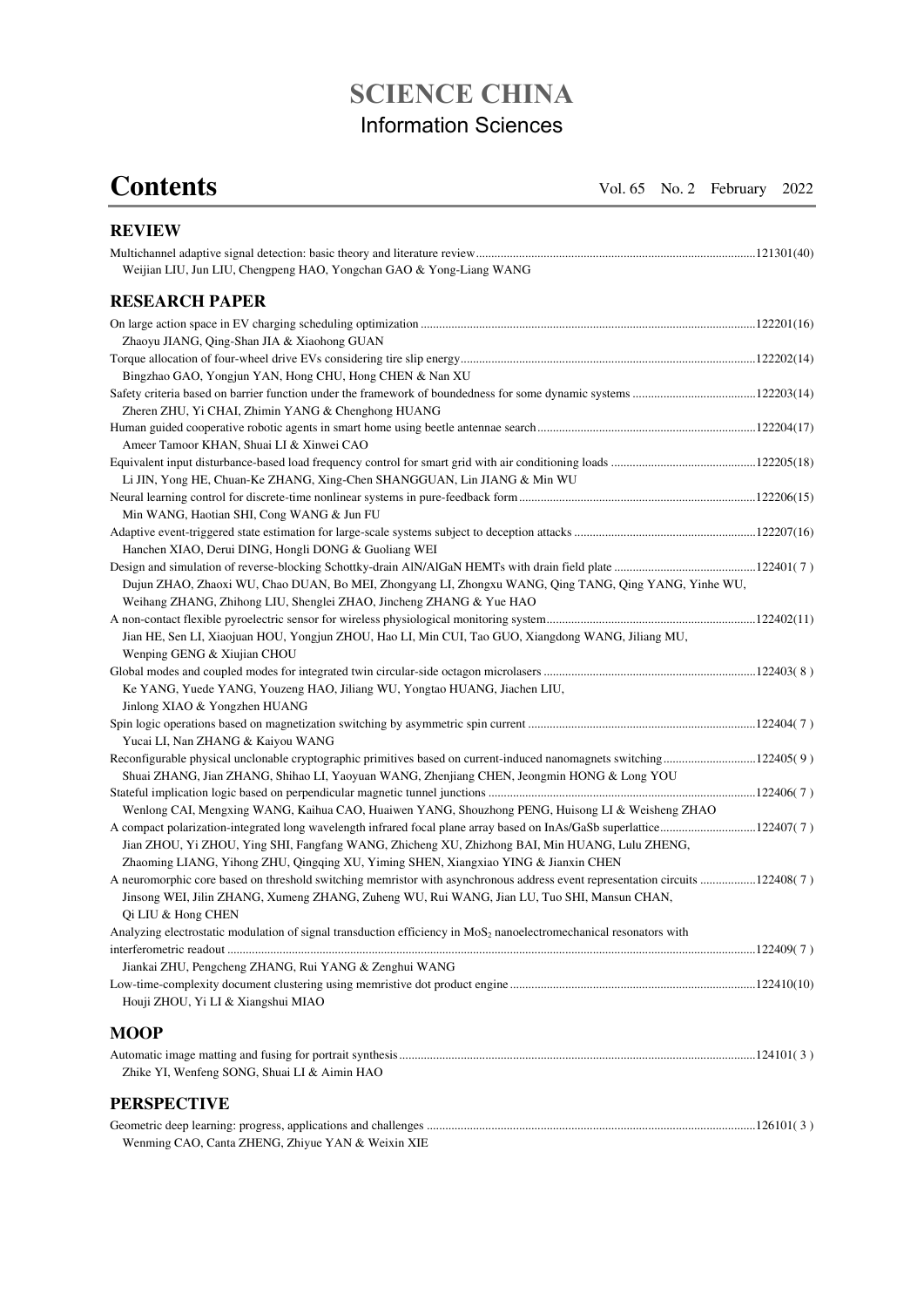# SCIENCE CHINA
## Information Sciences

# Contents

Vol. 65 No. 2 February 2022

## REVIEW

Multichannel adaptive signal detection: basic theory and literature review ........ 121301(40)
Weijian LIU, Jun LIU, Chengpeng HAO, Yongchan GAO & Yong-Liang WANG

## RESEARCH PAPER

On large action space in EV charging scheduling optimization ........ 122201(16)
Zhaoyu JIANG, Qing-Shan JIA & Xiaohong GUAN

Torque allocation of four-wheel drive EVs considering tire slip energy ........ 122202(14)
Bingzhao GAO, Yongjun YAN, Hong CHU, Hong CHEN & Nan XU

Safety criteria based on barrier function under the framework of boundedness for some dynamic systems ........ 122203(14)
Zheren ZHU, Yi CHAI, Zhimin YANG & Chenghong HUANG

Human guided cooperative robotic agents in smart home using beetle antennae search ........ 122204(17)
Ameer Tamoor KHAN, Shuai LI & Xinwei CAO

Equivalent input disturbance-based load frequency control for smart grid with air conditioning loads ........ 122205(18)
Li JIN, Yong HE, Chuan-Ke ZHANG, Xing-Chen SHANGGUAN, Lin JIANG & Min WU

Neural learning control for discrete-time nonlinear systems in pure-feedback form ........ 122206(15)
Min WANG, Haotian SHI, Cong WANG & Jun FU

Adaptive event-triggered state estimation for large-scale systems subject to deception attacks ........ 122207(16)
Hanchen XIAO, Derui DING, Hongli DONG & Guoliang WEI

Design and simulation of reverse-blocking Schottky-drain AlN/AlGaN HEMTs with drain field plate ........ 122401( 7 )
Dujun ZHAO, Zhaoxi WU, Chao DUAN, Bo MEI, Zhongyang LI, Zhongxu WANG, Qing TANG, Qing YANG, Yinhe WU, Weihang ZHANG, Zhihong LIU, Shenglei ZHAO, Jincheng ZHANG & Yue HAO

A non-contact flexible pyroelectric sensor for wireless physiological monitoring system ........ 122402(11)
Jian HE, Sen LI, Xiaojuan HOU, Yongjun ZHOU, Hao LI, Min CUI, Tao GUO, Xiangdong WANG, Jiliang MU, Wenping GENG & Xiujian CHOU

Global modes and coupled modes for integrated twin circular-side octagon microlasers ........ 122403( 8 )
Ke YANG, Yuede YANG, Youzeng HAO, Jiliang WU, Yongtao HUANG, Jiachen LIU, Jinlong XIAO & Yongzhen HUANG

Spin logic operations based on magnetization switching by asymmetric spin current ........ 122404( 7 )
Yucai LI, Nan ZHANG & Kaiyou WANG

Reconfigurable physical unclonable cryptographic primitives based on current-induced nanomagnets switching ........ 122405( 9 )
Shuai ZHANG, Jian ZHANG, Shihao LI, Yaoyuan WANG, Zhenjiang CHEN, Jeongmin HONG & Long YOU

Stateful implication logic based on perpendicular magnetic tunnel junctions ........ 122406( 7 )
Wenlong CAI, Mengxing WANG, Kaihua CAO, Huaiwen YANG, Shouzhong PENG, Huisong LI & Weisheng ZHAO

A compact polarization-integrated long wavelength infrared focal plane array based on InAs/GaSb superlattice ........ 122407( 7 )
Jian ZHOU, Yi ZHOU, Ying SHI, Fangfang WANG, Zhicheng XU, Zhizhong BAI, Min HUANG, Lulu ZHENG, Zhaoming LIANG, Yihong ZHU, Qingqing XU, Yiming SHEN, Xiangxiao YING & Jianxin CHEN

A neuromorphic core based on threshold switching memristor with asynchronous address event representation circuits ........ 122408( 7 )
Jinsong WEI, Jilin ZHANG, Xumeng ZHANG, Zuheng WU, Rui WANG, Jian LU, Tuo SHI, Mansun CHAN, Qi LIU & Hong CHEN

Analyzing electrostatic modulation of signal transduction efficiency in $MoS_2$ nanoelectromechanical resonators with interferometric readout ........ 122409( 7 )
Jiankai ZHU, Pengcheng ZHANG, Rui YANG & Zenghui WANG

Low-time-complexity document clustering using memristive dot product engine ........ 122410(10)
Houji ZHOU, Yi LI & Xiangshui MIAO

## MOOP

Automatic image matting and fusing for portrait synthesis ........ 124101( 3 )
Zhike YI, Wenfeng SONG, Shuai LI & Aimin HAO

## PERSPECTIVE

Geometric deep learning: progress, applications and challenges ........ 126101( 3 )
Wenming CAO, Canta ZHENG, Zhiyue YAN & Weixin XIE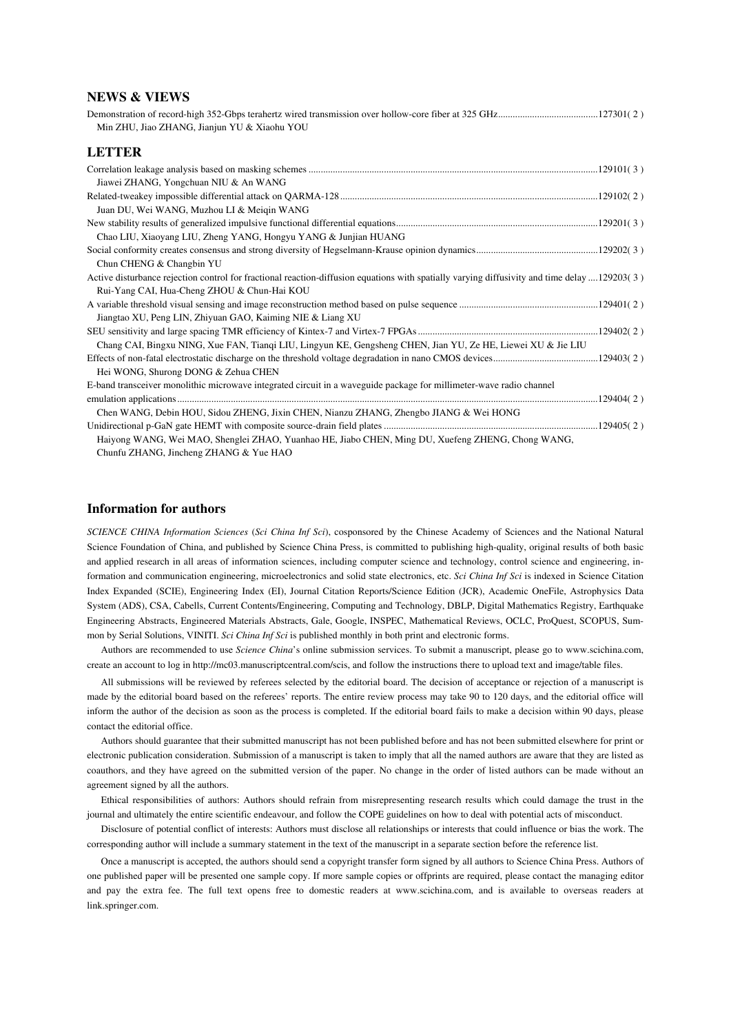## NEWS & VIEWS

Demonstration of record-high 352-Gbps terahertz wired transmission over hollow-core fiber at 325 GHz........................................127301( 2 )
Min ZHU, Jiao ZHANG, Jianjun YU & Xiaohu YOU

## LETTER

Correlation leakage analysis based on masking schemes ..................................................................................................................129101( 3 )
Jiawei ZHANG, Yongchuan NIU & An WANG

Related-tweakey impossible differential attack on QARMA-128.........................................................................................................129102( 2 )
Juan DU, Wei WANG, Muzhou LI & Meiqin WANG

New stability results of generalized impulsive functional differential equations..................................................................................129201( 3 )
Chao LIU, Xiaoyang LIU, Zheng YANG, Hongyu YANG & Junjian HUANG

Social conformity creates consensus and strong diversity of Hegselmann-Krause opinion dynamics.................................................129202( 3 )
Chun CHENG & Changbin YU

Active disturbance rejection control for fractional reaction-diffusion equations with spatially varying diffusivity and time delay ....129203( 3 )
Rui-Yang CAI, Hua-Cheng ZHOU & Chun-Hai KOU

A variable threshold visual sensing and image reconstruction method based on pulse sequence ........................................................129401( 2 )
Jiangtao XU, Peng LIN, Zhiyuan GAO, Kaiming NIE & Liang XU

SEU sensitivity and large spacing TMR efficiency of Kintex-7 and Virtex-7 FPGAs..........................................................................129402( 2 )
Chang CAI, Bingxu NING, Xue FAN, Tianqi LIU, Lingyun KE, Gengsheng CHEN, Jian YU, Ze HE, Liewei XU & Jie LIU

Effects of non-fatal electrostatic discharge on the threshold voltage degradation in nano CMOS devices...........................................129403( 2 )
Hei WONG, Shurong DONG & Zehua CHEN

E-band transceiver monolithic microwave integrated circuit in a waveguide package for millimeter-wave radio channel emulation applications.......................................................................................................................................................................129404( 2 )
Chen WANG, Debin HOU, Sidou ZHENG, Jixin CHEN, Nianzu ZHANG, Zhengbo JIANG & Wei HONG

Unidirectional p-GaN gate HEMT with composite source-drain field plates .......................................................................................129405( 2 )
Haiyong WANG, Wei MAO, Shenglei ZHAO, Yuanhao HE, Jiabo CHEN, Ming DU, Xuefeng ZHENG, Chong WANG, Chunfu ZHANG, Jincheng ZHANG & Yue HAO

## Information for authors

*SCIENCE CHINA Information Sciences* (*Sci China Inf Sci*), cosponsored by the Chinese Academy of Sciences and the National Natural Science Foundation of China, and published by Science China Press, is committed to publishing high-quality, original results of both basic and applied research in all areas of information sciences, including computer science and technology, control science and engineering, information and communication engineering, microelectronics and solid state electronics, etc. *Sci China Inf Sci* is indexed in Science Citation Index Expanded (SCIE), Engineering Index (EI), Journal Citation Reports/Science Edition (JCR), Academic OneFile, Astrophysics Data System (ADS), CSA, Cabells, Current Contents/Engineering, Computing and Technology, DBLP, Digital Mathematics Registry, Earthquake Engineering Abstracts, Engineered Materials Abstracts, Gale, Google, INSPEC, Mathematical Reviews, OCLC, ProQuest, SCOPUS, Summon by Serial Solutions, VINITI. *Sci China Inf Sci* is published monthly in both print and electronic forms.

Authors are recommended to use *Science China*'s online submission services. To submit a manuscript, please go to www.scichina.com, create an account to log in http://mc03.manuscriptcentral.com/scis, and follow the instructions there to upload text and image/table files.

All submissions will be reviewed by referees selected by the editorial board. The decision of acceptance or rejection of a manuscript is made by the editorial board based on the referees' reports. The entire review process may take 90 to 120 days, and the editorial office will inform the author of the decision as soon as the process is completed. If the editorial board fails to make a decision within 90 days, please contact the editorial office.

Authors should guarantee that their submitted manuscript has not been published before and has not been submitted elsewhere for print or electronic publication consideration. Submission of a manuscript is taken to imply that all the named authors are aware that they are listed as coauthors, and they have agreed on the submitted version of the paper. No change in the order of listed authors can be made without an agreement signed by all the authors.

Ethical responsibilities of authors: Authors should refrain from misrepresenting research results which could damage the trust in the journal and ultimately the entire scientific endeavour, and follow the COPE guidelines on how to deal with potential acts of misconduct.

Disclosure of potential conflict of interests: Authors must disclose all relationships or interests that could influence or bias the work. The corresponding author will include a summary statement in the text of the manuscript in a separate section before the reference list.

Once a manuscript is accepted, the authors should send a copyright transfer form signed by all authors to Science China Press. Authors of one published paper will be presented one sample copy. If more sample copies or offprints are required, please contact the managing editor and pay the extra fee. The full text opens free to domestic readers at www.scichina.com, and is available to overseas readers at link.springer.com.